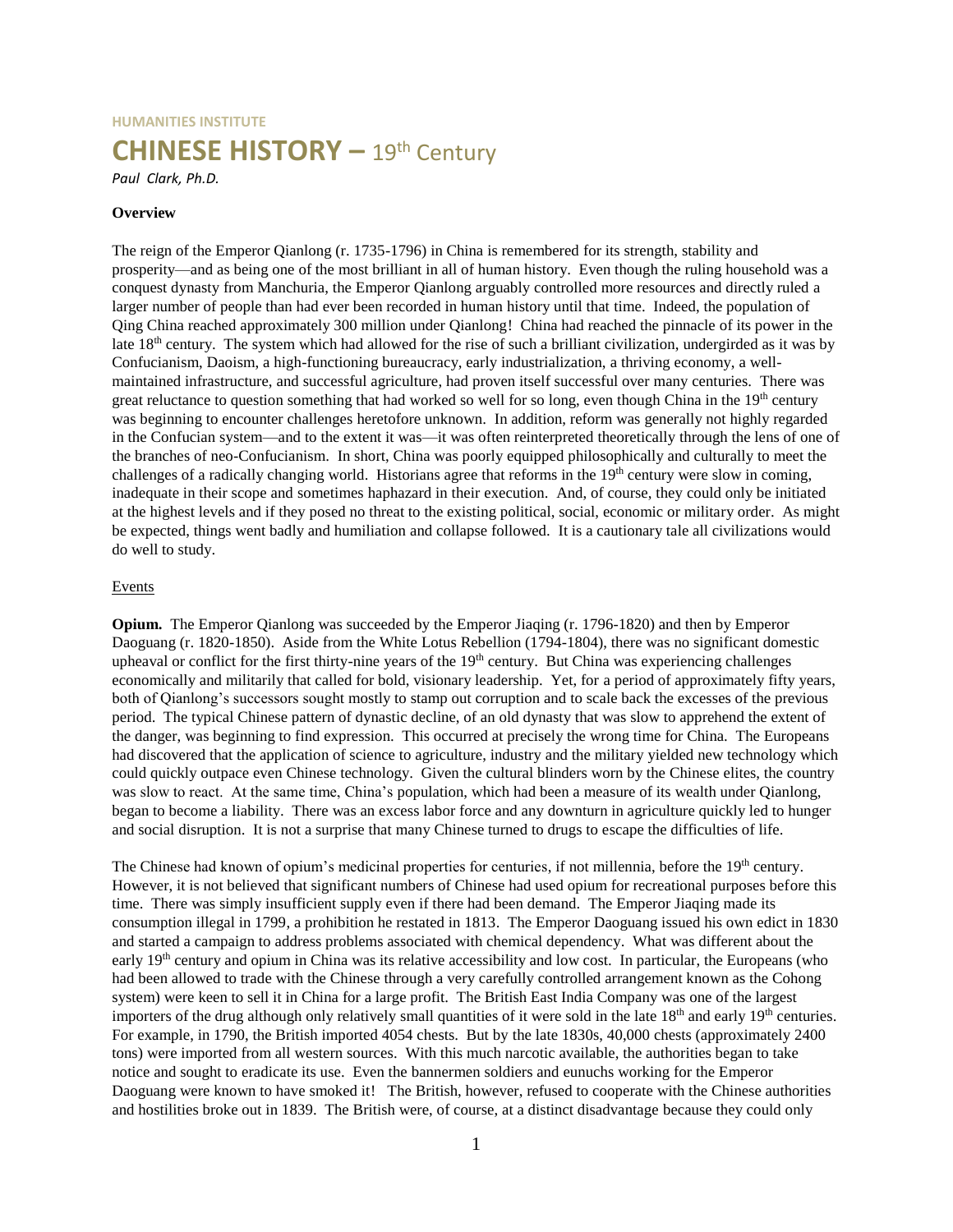**HUMANITIES INSTITUTE**

# CHINESE HISTORY – 19th Century

*Paul Clark, Ph.D.*

**Overview**

The reign of the Emperor Qianlong (r. 1735-1796) in China is remembered for its strength, stability and prosperity—and as being one of the most brilliant in all of human history. Even though the ruling household was a conquest dynasty from Manchuria, the Emperor Qianlong arguably controlled more resources and directly ruled a larger number of people than had ever been recorded in human history until that time. Indeed, the population of Qing China reached approximately 300 million under Qianlong! China had reached the pinnacle of its power in the late 18th century. The system which had allowed for the rise of such a brilliant civilization, undergirded as it was by Confucianism, Daoism, a high-functioning bureaucracy, early industrialization, a thriving economy, a well-maintained infrastructure, and successful agriculture, had proven itself successful over many centuries. There was great reluctance to question something that had worked so well for so long, even though China in the 19th century was beginning to encounter challenges heretofore unknown. In addition, reform was generally not highly regarded in the Confucian system—and to the extent it was—it was often reinterpreted theoretically through the lens of one of the branches of neo-Confucianism. In short, China was poorly equipped philosophically and culturally to meet the challenges of a radically changing world. Historians agree that reforms in the 19th century were slow in coming, inadequate in their scope and sometimes haphazard in their execution. And, of course, they could only be initiated at the highest levels and if they posed no threat to the existing political, social, economic or military order. As might be expected, things went badly and humiliation and collapse followed. It is a cautionary tale all civilizations would do well to study.

Events

**Opium.** The Emperor Qianlong was succeeded by the Emperor Jiaqing (r. 1796-1820) and then by Emperor Daoguang (r. 1820-1850). Aside from the White Lotus Rebellion (1794-1804), there was no significant domestic upheaval or conflict for the first thirty-nine years of the 19th century. But China was experiencing challenges economically and militarily that called for bold, visionary leadership. Yet, for a period of approximately fifty years, both of Qianlong's successors sought mostly to stamp out corruption and to scale back the excesses of the previous period. The typical Chinese pattern of dynastic decline, of an old dynasty that was slow to apprehend the extent of the danger, was beginning to find expression. This occurred at precisely the wrong time for China. The Europeans had discovered that the application of science to agriculture, industry and the military yielded new technology which could quickly outpace even Chinese technology. Given the cultural blinders worn by the Chinese elites, the country was slow to react. At the same time, China's population, which had been a measure of its wealth under Qianlong, began to become a liability. There was an excess labor force and any downturn in agriculture quickly led to hunger and social disruption. It is not a surprise that many Chinese turned to drugs to escape the difficulties of life.

The Chinese had known of opium's medicinal properties for centuries, if not millennia, before the 19th century. However, it is not believed that significant numbers of Chinese had used opium for recreational purposes before this time. There was simply insufficient supply even if there had been demand. The Emperor Jiaqing made its consumption illegal in 1799, a prohibition he restated in 1813. The Emperor Daoguang issued his own edict in 1830 and started a campaign to address problems associated with chemical dependency. What was different about the early 19th century and opium in China was its relative accessibility and low cost. In particular, the Europeans (who had been allowed to trade with the Chinese through a very carefully controlled arrangement known as the Cohong system) were keen to sell it in China for a large profit. The British East India Company was one of the largest importers of the drug although only relatively small quantities of it were sold in the late 18th and early 19th centuries. For example, in 1790, the British imported 4054 chests. But by the late 1830s, 40,000 chests (approximately 2400 tons) were imported from all western sources. With this much narcotic available, the authorities began to take notice and sought to eradicate its use. Even the bannermen soldiers and eunuchs working for the Emperor Daoguang were known to have smoked it! The British, however, refused to cooperate with the Chinese authorities and hostilities broke out in 1839. The British were, of course, at a distinct disadvantage because they could only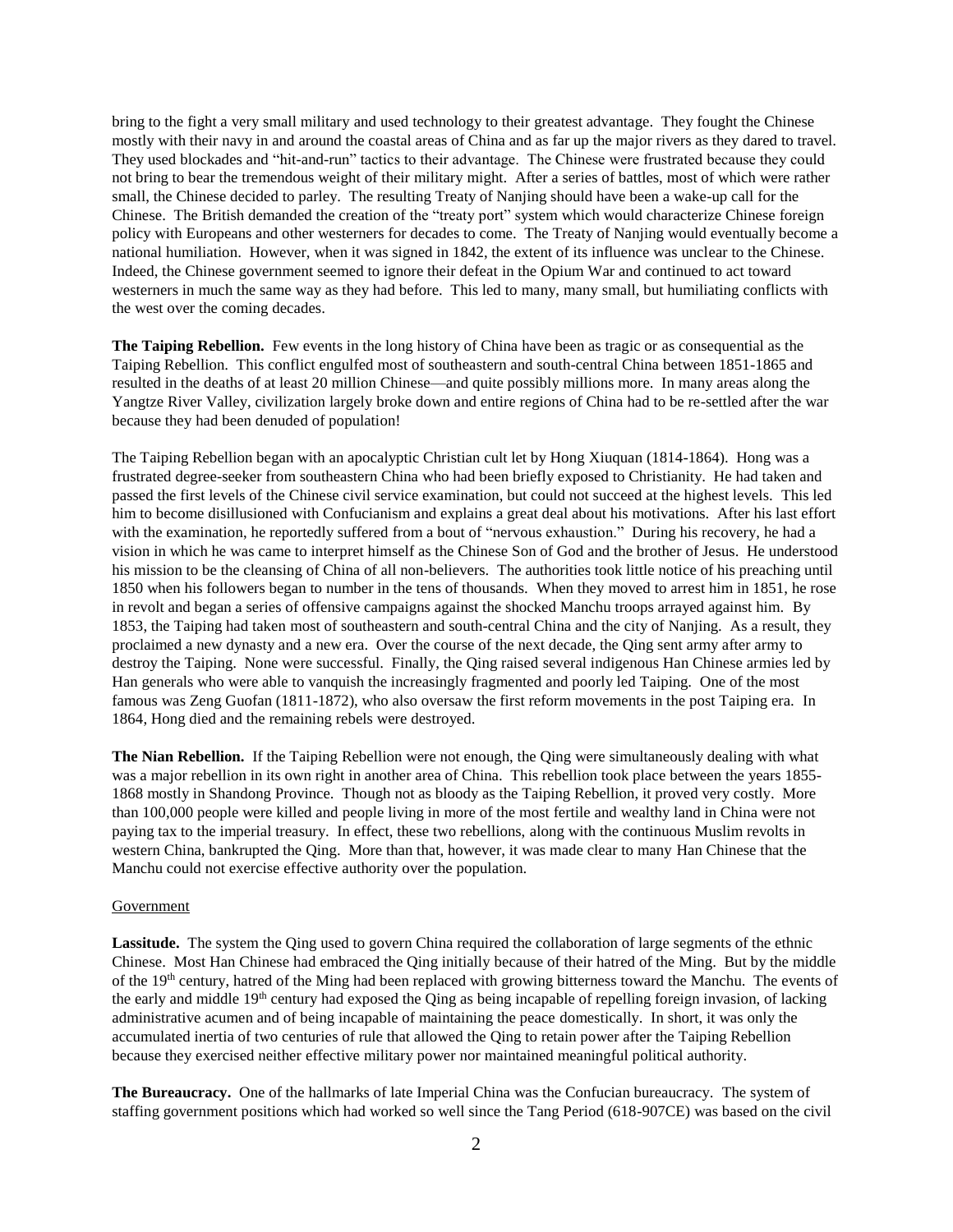bring to the fight a very small military and used technology to their greatest advantage. They fought the Chinese mostly with their navy in and around the coastal areas of China and as far up the major rivers as they dared to travel. They used blockades and "hit-and-run" tactics to their advantage. The Chinese were frustrated because they could not bring to bear the tremendous weight of their military might. After a series of battles, most of which were rather small, the Chinese decided to parley. The resulting Treaty of Nanjing should have been a wake-up call for the Chinese. The British demanded the creation of the "treaty port" system which would characterize Chinese foreign policy with Europeans and other westerners for decades to come. The Treaty of Nanjing would eventually become a national humiliation. However, when it was signed in 1842, the extent of its influence was unclear to the Chinese. Indeed, the Chinese government seemed to ignore their defeat in the Opium War and continued to act toward westerners in much the same way as they had before. This led to many, many small, but humiliating conflicts with the west over the coming decades.

**The Taiping Rebellion.** Few events in the long history of China have been as tragic or as consequential as the Taiping Rebellion. This conflict engulfed most of southeastern and south-central China between 1851-1865 and resulted in the deaths of at least 20 million Chinese—and quite possibly millions more. In many areas along the Yangtze River Valley, civilization largely broke down and entire regions of China had to be re-settled after the war because they had been denuded of population!

The Taiping Rebellion began with an apocalyptic Christian cult let by Hong Xiuquan (1814-1864). Hong was a frustrated degree-seeker from southeastern China who had been briefly exposed to Christianity. He had taken and passed the first levels of the Chinese civil service examination, but could not succeed at the highest levels. This led him to become disillusioned with Confucianism and explains a great deal about his motivations. After his last effort with the examination, he reportedly suffered from a bout of "nervous exhaustion." During his recovery, he had a vision in which he was came to interpret himself as the Chinese Son of God and the brother of Jesus. He understood his mission to be the cleansing of China of all non-believers. The authorities took little notice of his preaching until 1850 when his followers began to number in the tens of thousands. When they moved to arrest him in 1851, he rose in revolt and began a series of offensive campaigns against the shocked Manchu troops arrayed against him. By 1853, the Taiping had taken most of southeastern and south-central China and the city of Nanjing. As a result, they proclaimed a new dynasty and a new era. Over the course of the next decade, the Qing sent army after army to destroy the Taiping. None were successful. Finally, the Qing raised several indigenous Han Chinese armies led by Han generals who were able to vanquish the increasingly fragmented and poorly led Taiping. One of the most famous was Zeng Guofan (1811-1872), who also oversaw the first reform movements in the post Taiping era. In 1864, Hong died and the remaining rebels were destroyed.

**The Nian Rebellion.** If the Taiping Rebellion were not enough, the Qing were simultaneously dealing with what was a major rebellion in its own right in another area of China. This rebellion took place between the years 1855-1868 mostly in Shandong Province. Though not as bloody as the Taiping Rebellion, it proved very costly. More than 100,000 people were killed and people living in more of the most fertile and wealthy land in China were not paying tax to the imperial treasury. In effect, these two rebellions, along with the continuous Muslim revolts in western China, bankrupted the Qing. More than that, however, it was made clear to many Han Chinese that the Manchu could not exercise effective authority over the population.

## Government

**Lassitude.** The system the Qing used to govern China required the collaboration of large segments of the ethnic Chinese. Most Han Chinese had embraced the Qing initially because of their hatred of the Ming. But by the middle of the 19th century, hatred of the Ming had been replaced with growing bitterness toward the Manchu. The events of the early and middle 19th century had exposed the Qing as being incapable of repelling foreign invasion, of lacking administrative acumen and of being incapable of maintaining the peace domestically. In short, it was only the accumulated inertia of two centuries of rule that allowed the Qing to retain power after the Taiping Rebellion because they exercised neither effective military power nor maintained meaningful political authority.

**The Bureaucracy.** One of the hallmarks of late Imperial China was the Confucian bureaucracy. The system of staffing government positions which had worked so well since the Tang Period (618-907CE) was based on the civil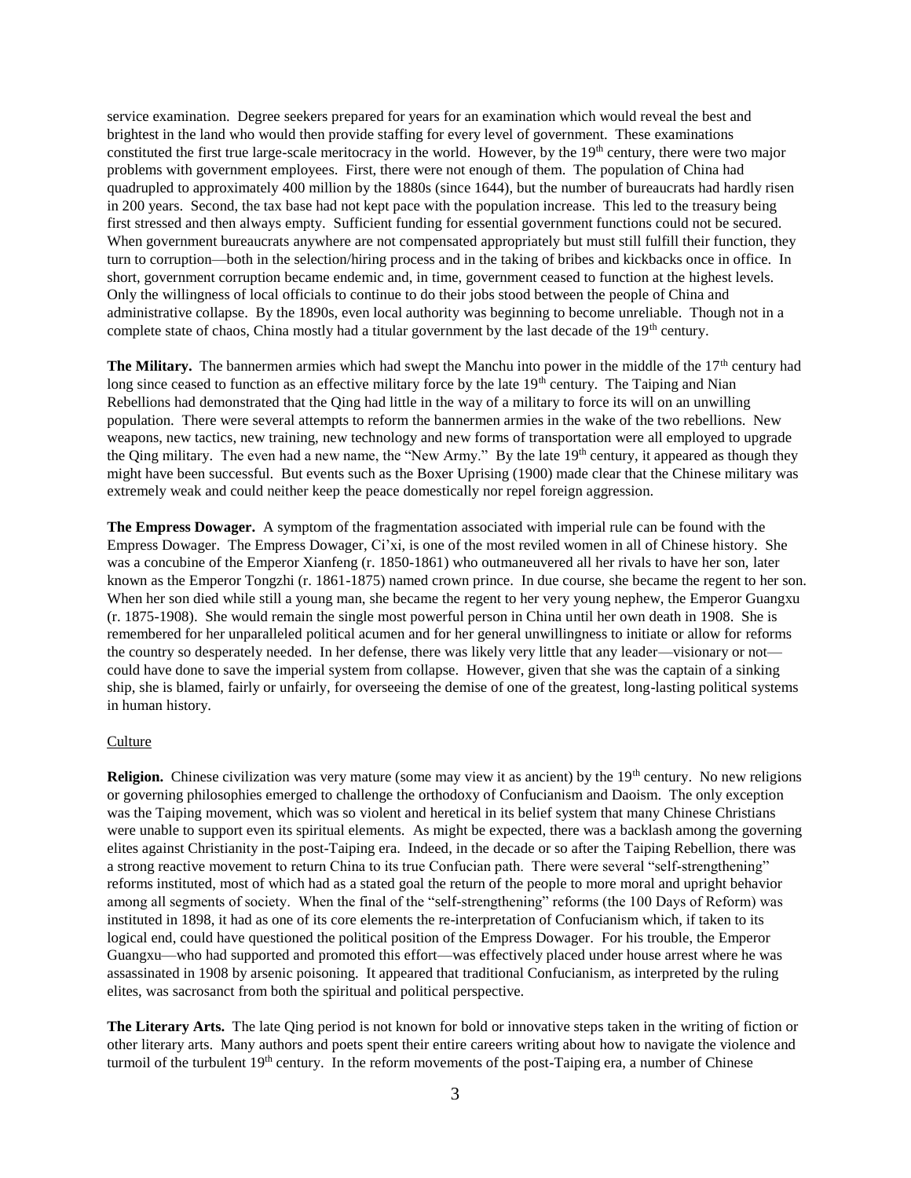service examination. Degree seekers prepared for years for an examination which would reveal the best and brightest in the land who would then provide staffing for every level of government. These examinations constituted the first true large-scale meritocracy in the world. However, by the 19th century, there were two major problems with government employees. First, there were not enough of them. The population of China had quadrupled to approximately 400 million by the 1880s (since 1644), but the number of bureaucrats had hardly risen in 200 years. Second, the tax base had not kept pace with the population increase. This led to the treasury being first stressed and then always empty. Sufficient funding for essential government functions could not be secured. When government bureaucrats anywhere are not compensated appropriately but must still fulfill their function, they turn to corruption—both in the selection/hiring process and in the taking of bribes and kickbacks once in office. In short, government corruption became endemic and, in time, government ceased to function at the highest levels. Only the willingness of local officials to continue to do their jobs stood between the people of China and administrative collapse. By the 1890s, even local authority was beginning to become unreliable. Though not in a complete state of chaos, China mostly had a titular government by the last decade of the 19th century.

**The Military.** The bannermen armies which had swept the Manchu into power in the middle of the 17th century had long since ceased to function as an effective military force by the late 19th century. The Taiping and Nian Rebellions had demonstrated that the Qing had little in the way of a military to force its will on an unwilling population. There were several attempts to reform the bannermen armies in the wake of the two rebellions. New weapons, new tactics, new training, new technology and new forms of transportation were all employed to upgrade the Qing military. The even had a new name, the "New Army." By the late 19th century, it appeared as though they might have been successful. But events such as the Boxer Uprising (1900) made clear that the Chinese military was extremely weak and could neither keep the peace domestically nor repel foreign aggression.

**The Empress Dowager.** A symptom of the fragmentation associated with imperial rule can be found with the Empress Dowager. The Empress Dowager, Ci'xi, is one of the most reviled women in all of Chinese history. She was a concubine of the Emperor Xianfeng (r. 1850-1861) who outmaneuvered all her rivals to have her son, later known as the Emperor Tongzhi (r. 1861-1875) named crown prince. In due course, she became the regent to her son. When her son died while still a young man, she became the regent to her very young nephew, the Emperor Guangxu (r. 1875-1908). She would remain the single most powerful person in China until her own death in 1908. She is remembered for her unparalleled political acumen and for her general unwillingness to initiate or allow for reforms the country so desperately needed. In her defense, there was likely very little that any leader—visionary or not—could have done to save the imperial system from collapse. However, given that she was the captain of a sinking ship, she is blamed, fairly or unfairly, for overseeing the demise of one of the greatest, long-lasting political systems in human history.

Culture

**Religion.** Chinese civilization was very mature (some may view it as ancient) by the 19th century. No new religions or governing philosophies emerged to challenge the orthodoxy of Confucianism and Daoism. The only exception was the Taiping movement, which was so violent and heretical in its belief system that many Chinese Christians were unable to support even its spiritual elements. As might be expected, there was a backlash among the governing elites against Christianity in the post-Taiping era. Indeed, in the decade or so after the Taiping Rebellion, there was a strong reactive movement to return China to its true Confucian path. There were several "self-strengthening" reforms instituted, most of which had as a stated goal the return of the people to more moral and upright behavior among all segments of society. When the final of the "self-strengthening" reforms (the 100 Days of Reform) was instituted in 1898, it had as one of its core elements the re-interpretation of Confucianism which, if taken to its logical end, could have questioned the political position of the Empress Dowager. For his trouble, the Emperor Guangxu—who had supported and promoted this effort—was effectively placed under house arrest where he was assassinated in 1908 by arsenic poisoning. It appeared that traditional Confucianism, as interpreted by the ruling elites, was sacrosanct from both the spiritual and political perspective.

**The Literary Arts.** The late Qing period is not known for bold or innovative steps taken in the writing of fiction or other literary arts. Many authors and poets spent their entire careers writing about how to navigate the violence and turmoil of the turbulent 19th century. In the reform movements of the post-Taiping era, a number of Chinese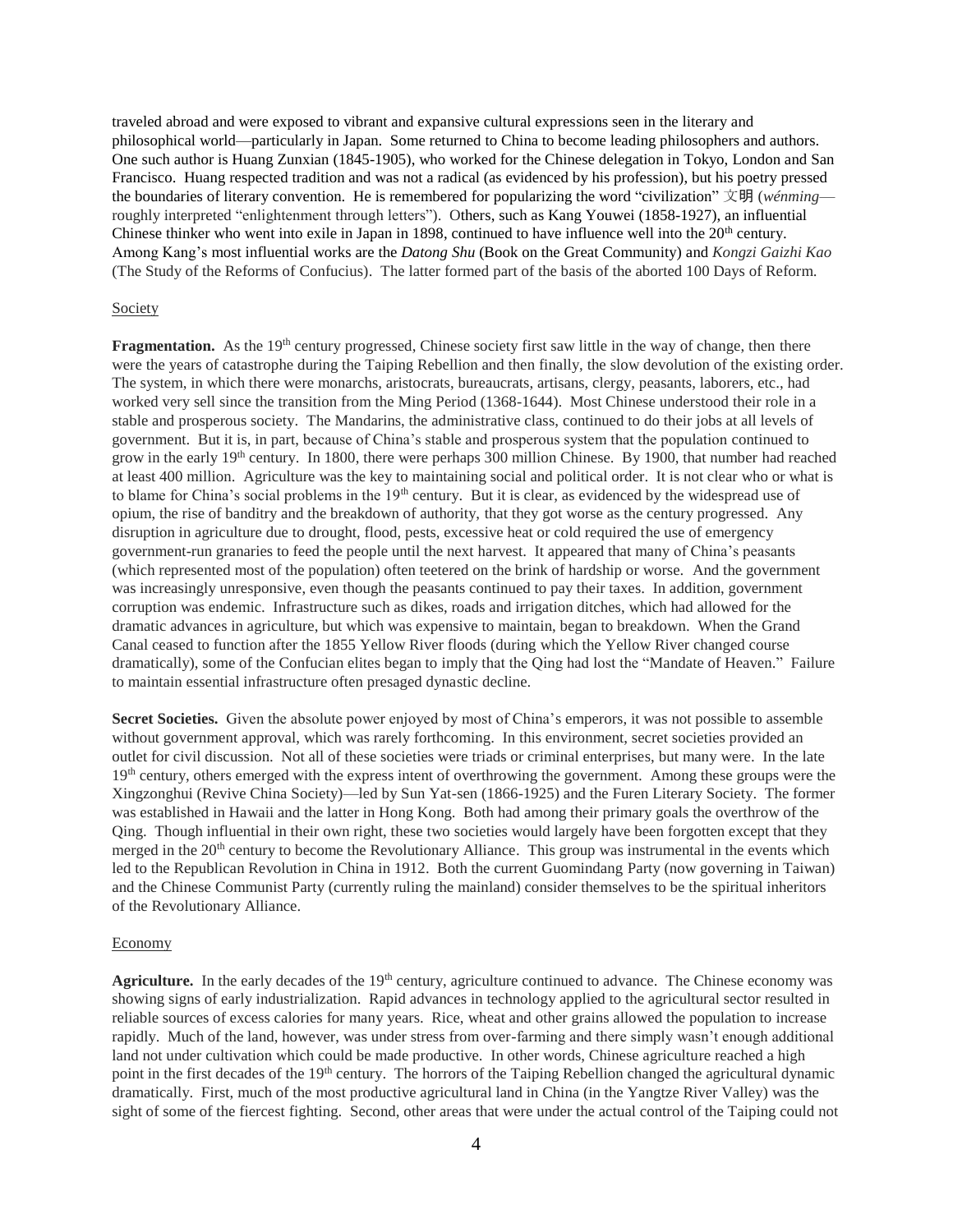traveled abroad and were exposed to vibrant and expansive cultural expressions seen in the literary and philosophical world—particularly in Japan. Some returned to China to become leading philosophers and authors. One such author is Huang Zunxian (1845-1905), who worked for the Chinese delegation in Tokyo, London and San Francisco. Huang respected tradition and was not a radical (as evidenced by his profession), but his poetry pressed the boundaries of literary convention. He is remembered for popularizing the word "civilization" 文明 (*wénming*—roughly interpreted "enlightenment through letters"). Others, such as Kang Youwei (1858-1927), an influential Chinese thinker who went into exile in Japan in 1898, continued to have influence well into the 20th century. Among Kang's most influential works are the *Datong Shu* (Book on the Great Community) and *Kongzi Gaizhi Kao* (The Study of the Reforms of Confucius). The latter formed part of the basis of the aborted 100 Days of Reform.

## Society

**Fragmentation.** As the 19th century progressed, Chinese society first saw little in the way of change, then there were the years of catastrophe during the Taiping Rebellion and then finally, the slow devolution of the existing order. The system, in which there were monarchs, aristocrats, bureaucrats, artisans, clergy, peasants, laborers, etc., had worked very sell since the transition from the Ming Period (1368-1644). Most Chinese understood their role in a stable and prosperous society. The Mandarins, the administrative class, continued to do their jobs at all levels of government. But it is, in part, because of China's stable and prosperous system that the population continued to grow in the early 19th century. In 1800, there were perhaps 300 million Chinese. By 1900, that number had reached at least 400 million. Agriculture was the key to maintaining social and political order. It is not clear who or what is to blame for China's social problems in the 19th century. But it is clear, as evidenced by the widespread use of opium, the rise of banditry and the breakdown of authority, that they got worse as the century progressed. Any disruption in agriculture due to drought, flood, pests, excessive heat or cold required the use of emergency government-run granaries to feed the people until the next harvest. It appeared that many of China's peasants (which represented most of the population) often teetered on the brink of hardship or worse. And the government was increasingly unresponsive, even though the peasants continued to pay their taxes. In addition, government corruption was endemic. Infrastructure such as dikes, roads and irrigation ditches, which had allowed for the dramatic advances in agriculture, but which was expensive to maintain, began to breakdown. When the Grand Canal ceased to function after the 1855 Yellow River floods (during which the Yellow River changed course dramatically), some of the Confucian elites began to imply that the Qing had lost the "Mandate of Heaven." Failure to maintain essential infrastructure often presaged dynastic decline.

**Secret Societies.** Given the absolute power enjoyed by most of China's emperors, it was not possible to assemble without government approval, which was rarely forthcoming. In this environment, secret societies provided an outlet for civil discussion. Not all of these societies were triads or criminal enterprises, but many were. In the late 19th century, others emerged with the express intent of overthrowing the government. Among these groups were the Xingzonghui (Revive China Society)—led by Sun Yat-sen (1866-1925) and the Furen Literary Society. The former was established in Hawaii and the latter in Hong Kong. Both had among their primary goals the overthrow of the Qing. Though influential in their own right, these two societies would largely have been forgotten except that they merged in the 20th century to become the Revolutionary Alliance. This group was instrumental in the events which led to the Republican Revolution in China in 1912. Both the current Guomindang Party (now governing in Taiwan) and the Chinese Communist Party (currently ruling the mainland) consider themselves to be the spiritual inheritors of the Revolutionary Alliance.

## Economy

**Agriculture.** In the early decades of the 19th century, agriculture continued to advance. The Chinese economy was showing signs of early industrialization. Rapid advances in technology applied to the agricultural sector resulted in reliable sources of excess calories for many years. Rice, wheat and other grains allowed the population to increase rapidly. Much of the land, however, was under stress from over-farming and there simply wasn't enough additional land not under cultivation which could be made productive. In other words, Chinese agriculture reached a high point in the first decades of the 19th century. The horrors of the Taiping Rebellion changed the agricultural dynamic dramatically. First, much of the most productive agricultural land in China (in the Yangtze River Valley) was the sight of some of the fiercest fighting. Second, other areas that were under the actual control of the Taiping could not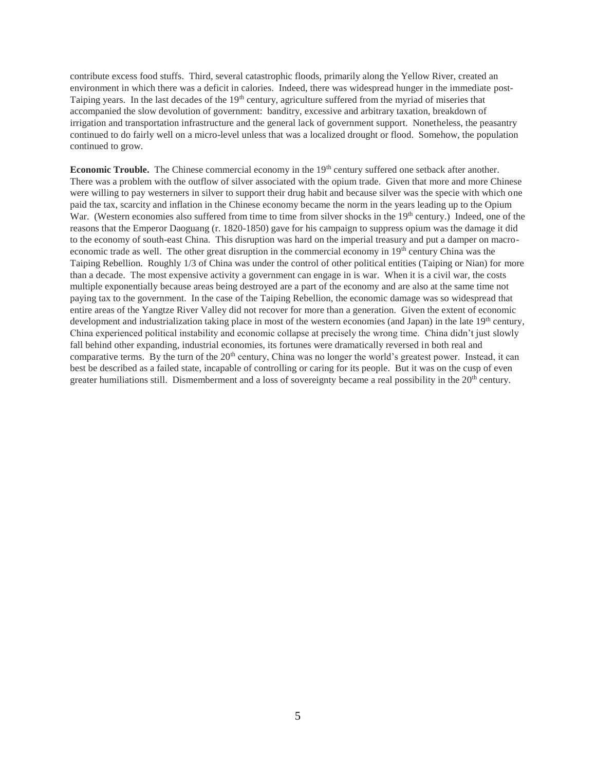contribute excess food stuffs. Third, several catastrophic floods, primarily along the Yellow River, created an environment in which there was a deficit in calories. Indeed, there was widespread hunger in the immediate post-Taiping years. In the last decades of the 19th century, agriculture suffered from the myriad of miseries that accompanied the slow devolution of government: banditry, excessive and arbitrary taxation, breakdown of irrigation and transportation infrastructure and the general lack of government support. Nonetheless, the peasantry continued to do fairly well on a micro-level unless that was a localized drought or flood. Somehow, the population continued to grow.

**Economic Trouble.** The Chinese commercial economy in the 19th century suffered one setback after another. There was a problem with the outflow of silver associated with the opium trade. Given that more and more Chinese were willing to pay westerners in silver to support their drug habit and because silver was the specie with which one paid the tax, scarcity and inflation in the Chinese economy became the norm in the years leading up to the Opium War. (Western economies also suffered from time to time from silver shocks in the 19th century.) Indeed, one of the reasons that the Emperor Daoguang (r. 1820-1850) gave for his campaign to suppress opium was the damage it did to the economy of south-east China. This disruption was hard on the imperial treasury and put a damper on macro-economic trade as well. The other great disruption in the commercial economy in 19th century China was the Taiping Rebellion. Roughly 1/3 of China was under the control of other political entities (Taiping or Nian) for more than a decade. The most expensive activity a government can engage in is war. When it is a civil war, the costs multiple exponentially because areas being destroyed are a part of the economy and are also at the same time not paying tax to the government. In the case of the Taiping Rebellion, the economic damage was so widespread that entire areas of the Yangtze River Valley did not recover for more than a generation. Given the extent of economic development and industrialization taking place in most of the western economies (and Japan) in the late 19th century, China experienced political instability and economic collapse at precisely the wrong time. China didn't just slowly fall behind other expanding, industrial economies, its fortunes were dramatically reversed in both real and comparative terms. By the turn of the 20th century, China was no longer the world's greatest power. Instead, it can best be described as a failed state, incapable of controlling or caring for its people. But it was on the cusp of even greater humiliations still. Dismemberment and a loss of sovereignty became a real possibility in the 20th century.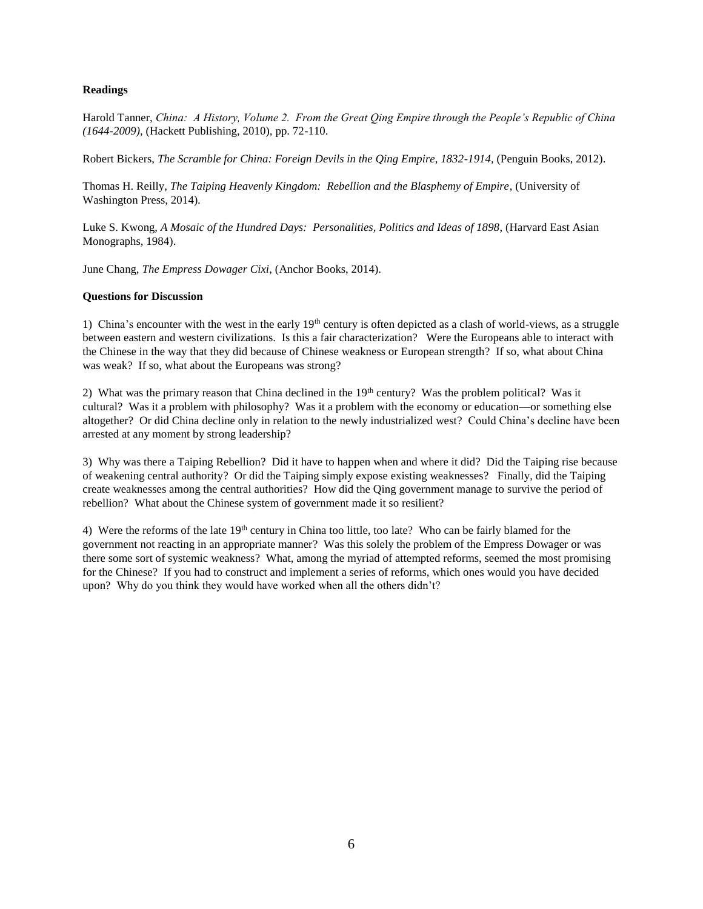**Readings**

Harold Tanner, *China: A History, Volume 2. From the Great Qing Empire through the People's Republic of China (1644-2009),* (Hackett Publishing, 2010), pp. 72-110.

Robert Bickers, *The Scramble for China: Foreign Devils in the Qing Empire, 1832-1914,* (Penguin Books, 2012).

Thomas H. Reilly, *The Taiping Heavenly Kingdom: Rebellion and the Blasphemy of Empire*, (University of Washington Press, 2014).

Luke S. Kwong, *A Mosaic of the Hundred Days: Personalities, Politics and Ideas of 1898*, (Harvard East Asian Monographs, 1984).

June Chang, *The Empress Dowager Cixi*, (Anchor Books, 2014).

**Questions for Discussion**

1) China's encounter with the west in the early 19th century is often depicted as a clash of world-views, as a struggle between eastern and western civilizations. Is this a fair characterization? Were the Europeans able to interact with the Chinese in the way that they did because of Chinese weakness or European strength? If so, what about China was weak? If so, what about the Europeans was strong?

2) What was the primary reason that China declined in the 19th century? Was the problem political? Was it cultural? Was it a problem with philosophy? Was it a problem with the economy or education—or something else altogether? Or did China decline only in relation to the newly industrialized west? Could China's decline have been arrested at any moment by strong leadership?

3) Why was there a Taiping Rebellion? Did it have to happen when and where it did? Did the Taiping rise because of weakening central authority? Or did the Taiping simply expose existing weaknesses? Finally, did the Taiping create weaknesses among the central authorities? How did the Qing government manage to survive the period of rebellion? What about the Chinese system of government made it so resilient?

4) Were the reforms of the late 19th century in China too little, too late? Who can be fairly blamed for the government not reacting in an appropriate manner? Was this solely the problem of the Empress Dowager or was there some sort of systemic weakness? What, among the myriad of attempted reforms, seemed the most promising for the Chinese? If you had to construct and implement a series of reforms, which ones would you have decided upon? Why do you think they would have worked when all the others didn't?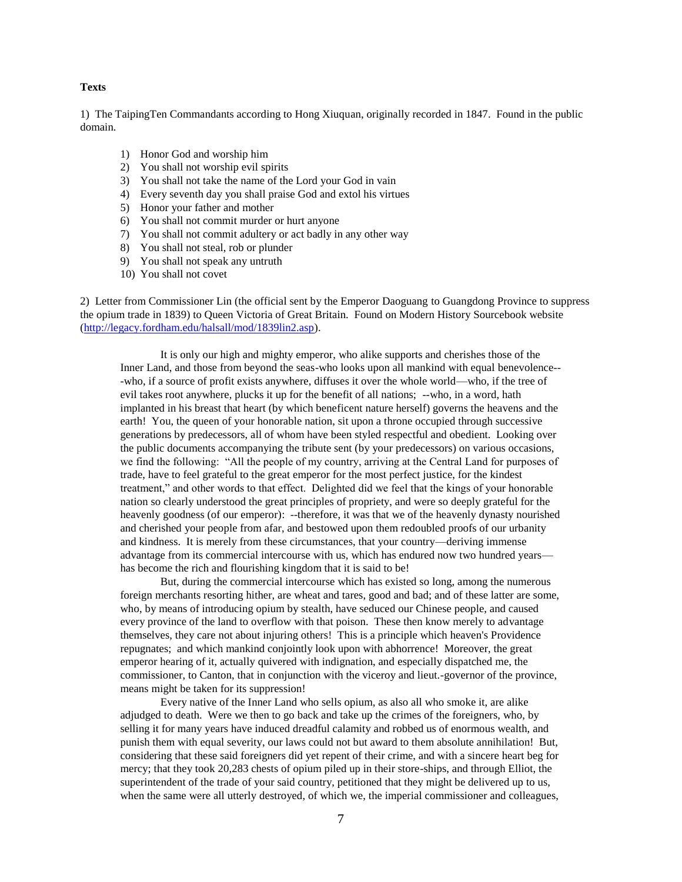**Texts**

1) The TaipingTen Commandants according to Hong Xiuquan, originally recorded in 1847. Found in the public domain.

1) Honor God and worship him
2) You shall not worship evil spirits
3) You shall not take the name of the Lord your God in vain
4) Every seventh day you shall praise God and extol his virtues
5) Honor your father and mother
6) You shall not commit murder or hurt anyone
7) You shall not commit adultery or act badly in any other way
8) You shall not steal, rob or plunder
9) You shall not speak any untruth
10) You shall not covet

2) Letter from Commissioner Lin (the official sent by the Emperor Daoguang to Guangdong Province to suppress the opium trade in 1839) to Queen Victoria of Great Britain. Found on Modern History Sourcebook website (http://legacy.fordham.edu/halsall/mod/1839lin2.asp).

> It is only our high and mighty emperor, who alike supports and cherishes those of the Inner Land, and those from beyond the seas-who looks upon all mankind with equal benevolence---who, if a source of profit exists anywhere, diffuses it over the whole world—who, if the tree of evil takes root anywhere, plucks it up for the benefit of all nations; --who, in a word, hath implanted in his breast that heart (by which beneficent nature herself) governs the heavens and the earth! You, the queen of your honorable nation, sit upon a throne occupied through successive generations by predecessors, all of whom have been styled respectful and obedient. Looking over the public documents accompanying the tribute sent (by your predecessors) on various occasions, we find the following: "All the people of my country, arriving at the Central Land for purposes of trade, have to feel grateful to the great emperor for the most perfect justice, for the kindest treatment," and other words to that effect. Delighted did we feel that the kings of your honorable nation so clearly understood the great principles of propriety, and were so deeply grateful for the heavenly goodness (of our emperor): --therefore, it was that we of the heavenly dynasty nourished and cherished your people from afar, and bestowed upon them redoubled proofs of our urbanity and kindness. It is merely from these circumstances, that your country—deriving immense advantage from its commercial intercourse with us, which has endured now two hundred years—has become the rich and flourishing kingdom that it is said to be!
>
> But, during the commercial intercourse which has existed so long, among the numerous foreign merchants resorting hither, are wheat and tares, good and bad; and of these latter are some, who, by means of introducing opium by stealth, have seduced our Chinese people, and caused every province of the land to overflow with that poison. These then know merely to advantage themselves, they care not about injuring others! This is a principle which heaven's Providence repugnates; and which mankind conjointly look upon with abhorrence! Moreover, the great emperor hearing of it, actually quivered with indignation, and especially dispatched me, the commissioner, to Canton, that in conjunction with the viceroy and lieut.-governor of the province, means might be taken for its suppression!
>
> Every native of the Inner Land who sells opium, as also all who smoke it, are alike adjudged to death. Were we then to go back and take up the crimes of the foreigners, who, by selling it for many years have induced dreadful calamity and robbed us of enormous wealth, and punish them with equal severity, our laws could not but award to them absolute annihilation! But, considering that these said foreigners did yet repent of their crime, and with a sincere heart beg for mercy; that they took 20,283 chests of opium piled up in their store-ships, and through Elliot, the superintendent of the trade of your said country, petitioned that they might be delivered up to us, when the same were all utterly destroyed, of which we, the imperial commissioner and colleagues,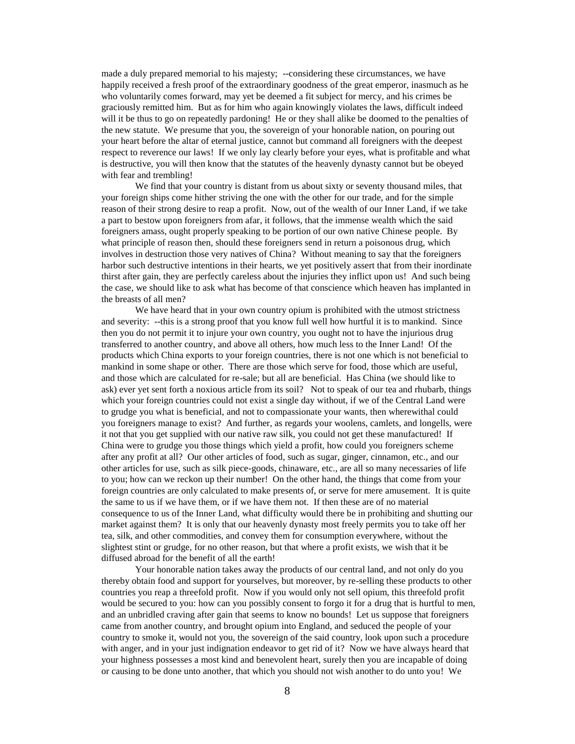made a duly prepared memorial to his majesty; --considering these circumstances, we have happily received a fresh proof of the extraordinary goodness of the great emperor, inasmuch as he who voluntarily comes forward, may yet be deemed a fit subject for mercy, and his crimes be graciously remitted him. But as for him who again knowingly violates the laws, difficult indeed will it be thus to go on repeatedly pardoning! He or they shall alike be doomed to the penalties of the new statute. We presume that you, the sovereign of your honorable nation, on pouring out your heart before the altar of eternal justice, cannot but command all foreigners with the deepest respect to reverence our laws! If we only lay clearly before your eyes, what is profitable and what is destructive, you will then know that the statutes of the heavenly dynasty cannot but be obeyed with fear and trembling!

We find that your country is distant from us about sixty or seventy thousand miles, that your foreign ships come hither striving the one with the other for our trade, and for the simple reason of their strong desire to reap a profit. Now, out of the wealth of our Inner Land, if we take a part to bestow upon foreigners from afar, it follows, that the immense wealth which the said foreigners amass, ought properly speaking to be portion of our own native Chinese people. By what principle of reason then, should these foreigners send in return a poisonous drug, which involves in destruction those very natives of China? Without meaning to say that the foreigners harbor such destructive intentions in their hearts, we yet positively assert that from their inordinate thirst after gain, they are perfectly careless about the injuries they inflict upon us! And such being the case, we should like to ask what has become of that conscience which heaven has implanted in the breasts of all men?

We have heard that in your own country opium is prohibited with the utmost strictness and severity: --this is a strong proof that you know full well how hurtful it is to mankind. Since then you do not permit it to injure your own country, you ought not to have the injurious drug transferred to another country, and above all others, how much less to the Inner Land! Of the products which China exports to your foreign countries, there is not one which is not beneficial to mankind in some shape or other. There are those which serve for food, those which are useful, and those which are calculated for re-sale; but all are beneficial. Has China (we should like to ask) ever yet sent forth a noxious article from its soil? Not to speak of our tea and rhubarb, things which your foreign countries could not exist a single day without, if we of the Central Land were to grudge you what is beneficial, and not to compassionate your wants, then wherewithal could you foreigners manage to exist? And further, as regards your woolens, camlets, and longells, were it not that you get supplied with our native raw silk, you could not get these manufactured! If China were to grudge you those things which yield a profit, how could you foreigners scheme after any profit at all? Our other articles of food, such as sugar, ginger, cinnamon, etc., and our other articles for use, such as silk piece-goods, chinaware, etc., are all so many necessaries of life to you; how can we reckon up their number! On the other hand, the things that come from your foreign countries are only calculated to make presents of, or serve for mere amusement. It is quite the same to us if we have them, or if we have them not. If then these are of no material consequence to us of the Inner Land, what difficulty would there be in prohibiting and shutting our market against them? It is only that our heavenly dynasty most freely permits you to take off her tea, silk, and other commodities, and convey them for consumption everywhere, without the slightest stint or grudge, for no other reason, but that where a profit exists, we wish that it be diffused abroad for the benefit of all the earth!

Your honorable nation takes away the products of our central land, and not only do you thereby obtain food and support for yourselves, but moreover, by re-selling these products to other countries you reap a threefold profit. Now if you would only not sell opium, this threefold profit would be secured to you: how can you possibly consent to forgo it for a drug that is hurtful to men, and an unbridled craving after gain that seems to know no bounds! Let us suppose that foreigners came from another country, and brought opium into England, and seduced the people of your country to smoke it, would not you, the sovereign of the said country, look upon such a procedure with anger, and in your just indignation endeavor to get rid of it? Now we have always heard that your highness possesses a most kind and benevolent heart, surely then you are incapable of doing or causing to be done unto another, that which you should not wish another to do unto you! We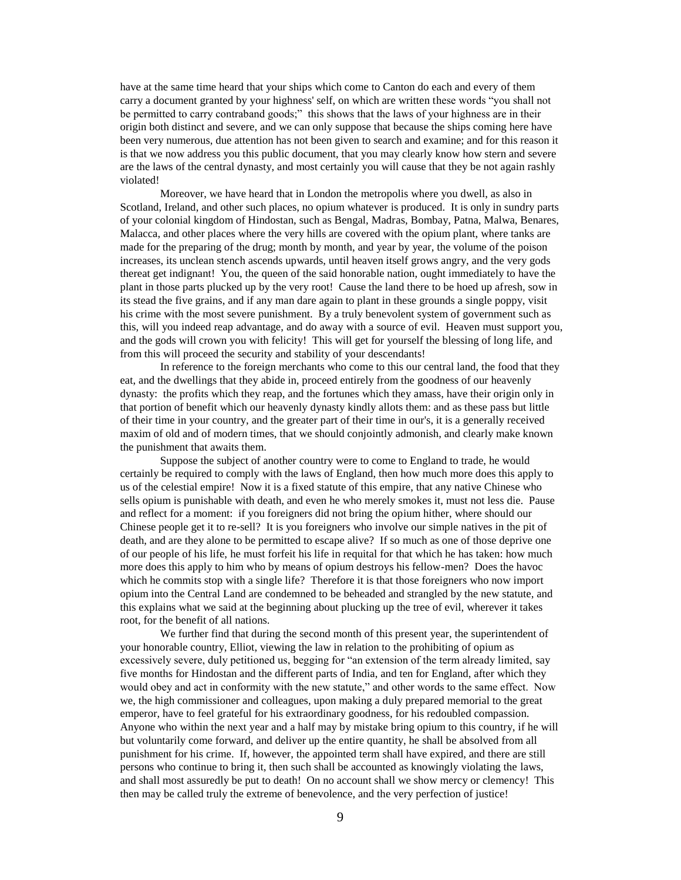have at the same time heard that your ships which come to Canton do each and every of them carry a document granted by your highness' self, on which are written these words "you shall not be permitted to carry contraband goods;" this shows that the laws of your highness are in their origin both distinct and severe, and we can only suppose that because the ships coming here have been very numerous, due attention has not been given to search and examine; and for this reason it is that we now address you this public document, that you may clearly know how stern and severe are the laws of the central dynasty, and most certainly you will cause that they be not again rashly violated!

Moreover, we have heard that in London the metropolis where you dwell, as also in Scotland, Ireland, and other such places, no opium whatever is produced. It is only in sundry parts of your colonial kingdom of Hindostan, such as Bengal, Madras, Bombay, Patna, Malwa, Benares, Malacca, and other places where the very hills are covered with the opium plant, where tanks are made for the preparing of the drug; month by month, and year by year, the volume of the poison increases, its unclean stench ascends upwards, until heaven itself grows angry, and the very gods thereat get indignant! You, the queen of the said honorable nation, ought immediately to have the plant in those parts plucked up by the very root! Cause the land there to be hoed up afresh, sow in its stead the five grains, and if any man dare again to plant in these grounds a single poppy, visit his crime with the most severe punishment. By a truly benevolent system of government such as this, will you indeed reap advantage, and do away with a source of evil. Heaven must support you, and the gods will crown you with felicity! This will get for yourself the blessing of long life, and from this will proceed the security and stability of your descendants!

In reference to the foreign merchants who come to this our central land, the food that they eat, and the dwellings that they abide in, proceed entirely from the goodness of our heavenly dynasty: the profits which they reap, and the fortunes which they amass, have their origin only in that portion of benefit which our heavenly dynasty kindly allots them: and as these pass but little of their time in your country, and the greater part of their time in our's, it is a generally received maxim of old and of modern times, that we should conjointly admonish, and clearly make known the punishment that awaits them.

Suppose the subject of another country were to come to England to trade, he would certainly be required to comply with the laws of England, then how much more does this apply to us of the celestial empire! Now it is a fixed statute of this empire, that any native Chinese who sells opium is punishable with death, and even he who merely smokes it, must not less die. Pause and reflect for a moment: if you foreigners did not bring the opium hither, where should our Chinese people get it to re-sell? It is you foreigners who involve our simple natives in the pit of death, and are they alone to be permitted to escape alive? If so much as one of those deprive one of our people of his life, he must forfeit his life in requital for that which he has taken: how much more does this apply to him who by means of opium destroys his fellow-men? Does the havoc which he commits stop with a single life? Therefore it is that those foreigners who now import opium into the Central Land are condemned to be beheaded and strangled by the new statute, and this explains what we said at the beginning about plucking up the tree of evil, wherever it takes root, for the benefit of all nations.

We further find that during the second month of this present year, the superintendent of your honorable country, Elliot, viewing the law in relation to the prohibiting of opium as excessively severe, duly petitioned us, begging for "an extension of the term already limited, say five months for Hindostan and the different parts of India, and ten for England, after which they would obey and act in conformity with the new statute," and other words to the same effect. Now we, the high commissioner and colleagues, upon making a duly prepared memorial to the great emperor, have to feel grateful for his extraordinary goodness, for his redoubled compassion. Anyone who within the next year and a half may by mistake bring opium to this country, if he will but voluntarily come forward, and deliver up the entire quantity, he shall be absolved from all punishment for his crime. If, however, the appointed term shall have expired, and there are still persons who continue to bring it, then such shall be accounted as knowingly violating the laws, and shall most assuredly be put to death! On no account shall we show mercy or clemency! This then may be called truly the extreme of benevolence, and the very perfection of justice!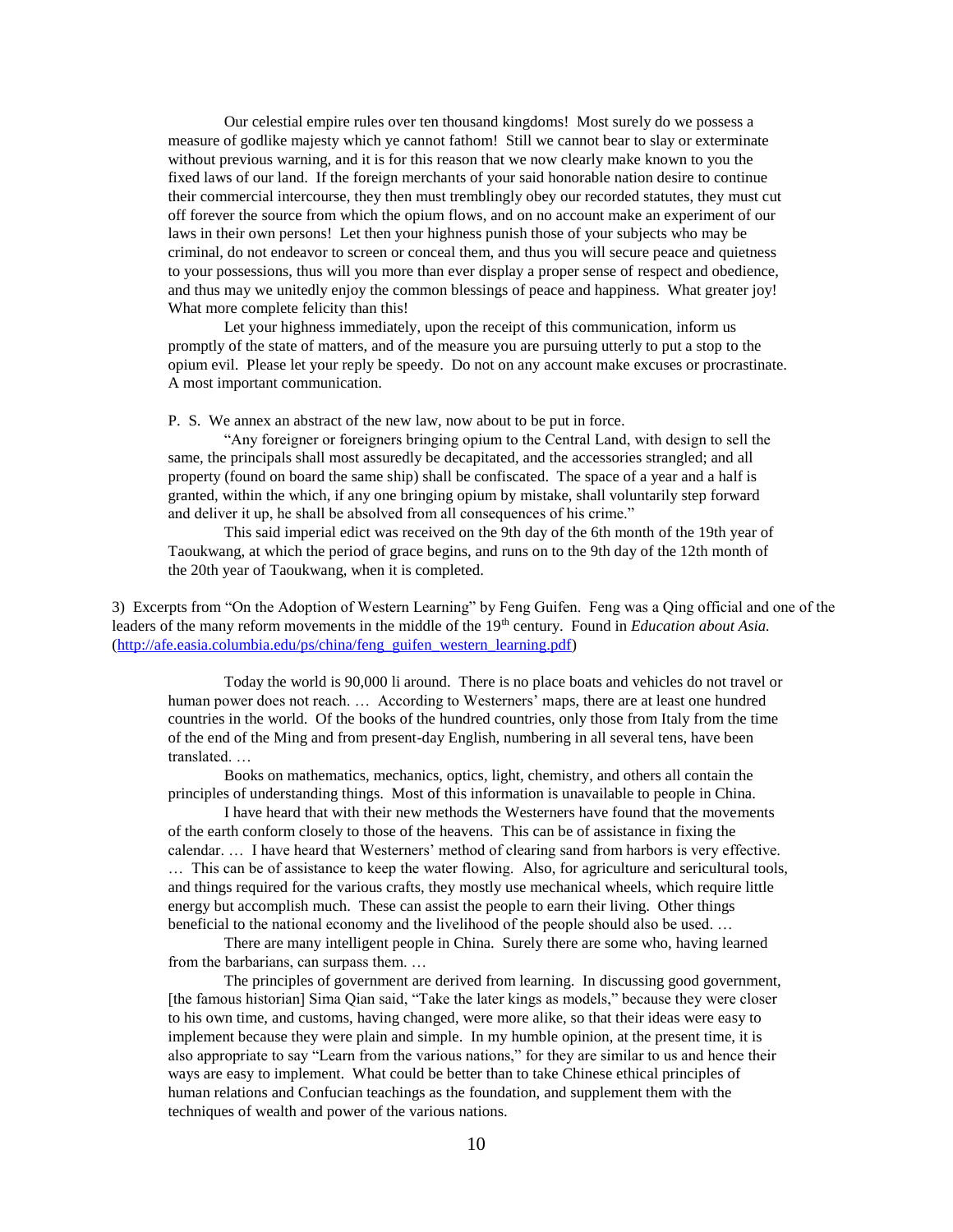Our celestial empire rules over ten thousand kingdoms! Most surely do we possess a measure of godlike majesty which ye cannot fathom! Still we cannot bear to slay or exterminate without previous warning, and it is for this reason that we now clearly make known to you the fixed laws of our land. If the foreign merchants of your said honorable nation desire to continue their commercial intercourse, they then must tremblingly obey our recorded statutes, they must cut off forever the source from which the opium flows, and on no account make an experiment of our laws in their own persons! Let then your highness punish those of your subjects who may be criminal, do not endeavor to screen or conceal them, and thus you will secure peace and quietness to your possessions, thus will you more than ever display a proper sense of respect and obedience, and thus may we unitedly enjoy the common blessings of peace and happiness. What greater joy! What more complete felicity than this!

Let your highness immediately, upon the receipt of this communication, inform us promptly of the state of matters, and of the measure you are pursuing utterly to put a stop to the opium evil. Please let your reply be speedy. Do not on any account make excuses or procrastinate. A most important communication.

P. S. We annex an abstract of the new law, now about to be put in force.

"Any foreigner or foreigners bringing opium to the Central Land, with design to sell the same, the principals shall most assuredly be decapitated, and the accessories strangled; and all property (found on board the same ship) shall be confiscated. The space of a year and a half is granted, within the which, if any one bringing opium by mistake, shall voluntarily step forward and deliver it up, he shall be absolved from all consequences of his crime."

This said imperial edict was received on the 9th day of the 6th month of the 19th year of Taoukwang, at which the period of grace begins, and runs on to the 9th day of the 12th month of the 20th year of Taoukwang, when it is completed.

3) Excerpts from "On the Adoption of Western Learning" by Feng Guifen. Feng was a Qing official and one of the leaders of the many reform movements in the middle of the 19th century. Found in *Education about Asia.* (http://afe.easia.columbia.edu/ps/china/feng_guifen_western_learning.pdf)

Today the world is 90,000 li around. There is no place boats and vehicles do not travel or human power does not reach. … According to Westerners' maps, there are at least one hundred countries in the world. Of the books of the hundred countries, only those from Italy from the time of the end of the Ming and from present-day English, numbering in all several tens, have been translated. …

Books on mathematics, mechanics, optics, light, chemistry, and others all contain the principles of understanding things. Most of this information is unavailable to people in China.

I have heard that with their new methods the Westerners have found that the movements of the earth conform closely to those of the heavens. This can be of assistance in fixing the calendar. … I have heard that Westerners' method of clearing sand from harbors is very effective. … This can be of assistance to keep the water flowing. Also, for agriculture and sericultural tools, and things required for the various crafts, they mostly use mechanical wheels, which require little energy but accomplish much. These can assist the people to earn their living. Other things beneficial to the national economy and the livelihood of the people should also be used. …

There are many intelligent people in China. Surely there are some who, having learned from the barbarians, can surpass them. …

The principles of government are derived from learning. In discussing good government, [the famous historian] Sima Qian said, "Take the later kings as models," because they were closer to his own time, and customs, having changed, were more alike, so that their ideas were easy to implement because they were plain and simple. In my humble opinion, at the present time, it is also appropriate to say "Learn from the various nations," for they are similar to us and hence their ways are easy to implement. What could be better than to take Chinese ethical principles of human relations and Confucian teachings as the foundation, and supplement them with the techniques of wealth and power of the various nations.